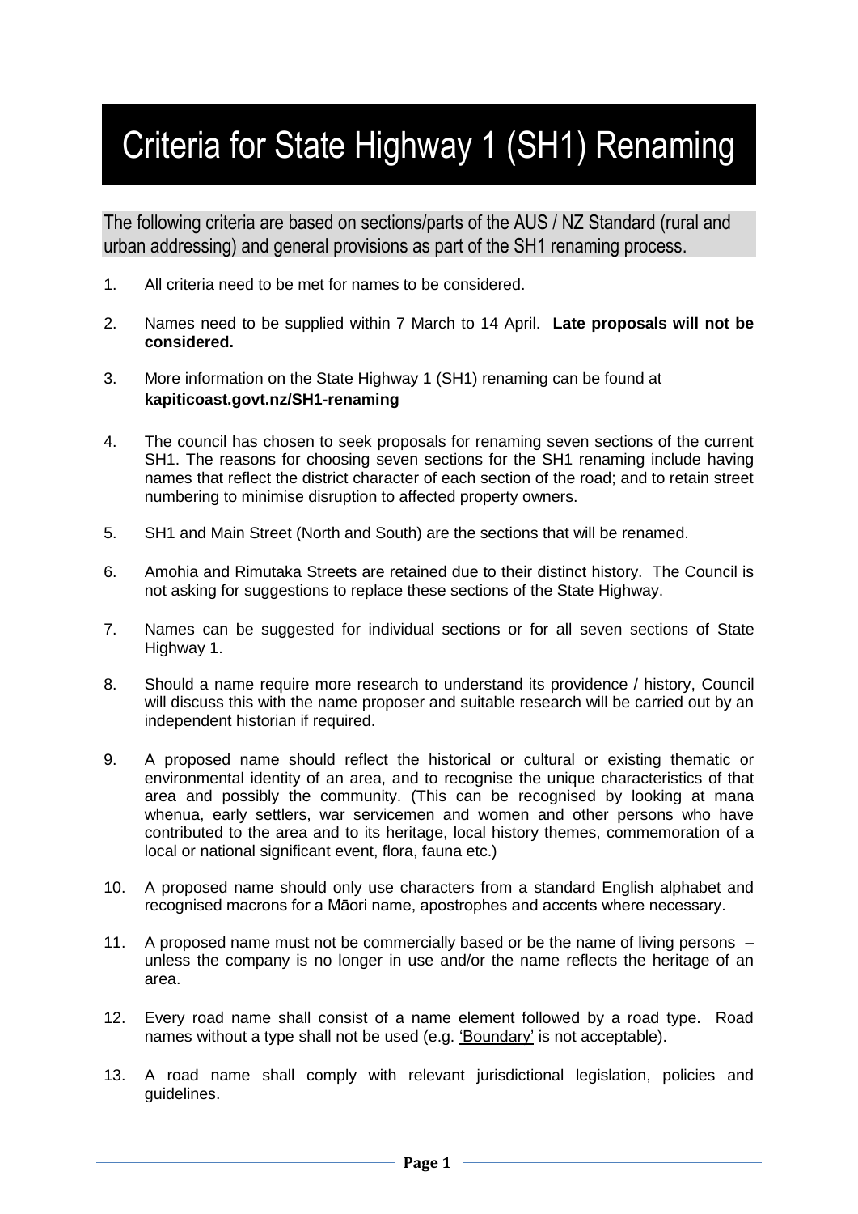# Criteria for State Highway 1 (SH1) Renaming

The following criteria are based on sections/parts of the AUS / NZ Standard (rural and urban addressing) and general provisions as part of the SH1 renaming process.

1. All criteria need to be met for names to be considered.

2. Names need to be supplied within 7 March to 14 April. **Late proposals will not be considered.**

3. More information on the State Highway 1 (SH1) renaming can be found at **kapiticoast.govt.nz/SH1-renaming**

4. The council has chosen to seek proposals for renaming seven sections of the current SH1. The reasons for choosing seven sections for the SH1 renaming include having names that reflect the district character of each section of the road; and to retain street numbering to minimise disruption to affected property owners.

5. SH1 and Main Street (North and South) are the sections that will be renamed.

6. Amohia and Rimutaka Streets are retained due to their distinct history. The Council is not asking for suggestions to replace these sections of the State Highway.

7. Names can be suggested for individual sections or for all seven sections of State Highway 1.

8. Should a name require more research to understand its providence / history, Council will discuss this with the name proposer and suitable research will be carried out by an independent historian if required.

9. A proposed name should reflect the historical or cultural or existing thematic or environmental identity of an area, and to recognise the unique characteristics of that area and possibly the community. (This can be recognised by looking at mana whenua, early settlers, war servicemen and women and other persons who have contributed to the area and to its heritage, local history themes, commemoration of a local or national significant event, flora, fauna etc.)

10. A proposed name should only use characters from a standard English alphabet and recognised macrons for a Māori name, apostrophes and accents where necessary.

11. A proposed name must not be commercially based or be the name of living persons – unless the company is no longer in use and/or the name reflects the heritage of an area.

12. Every road name shall consist of a name element followed by a road type. Road names without a type shall not be used (e.g. <u>'Boundary'</u> is not acceptable).

13. A road name shall comply with relevant jurisdictional legislation, policies and guidelines.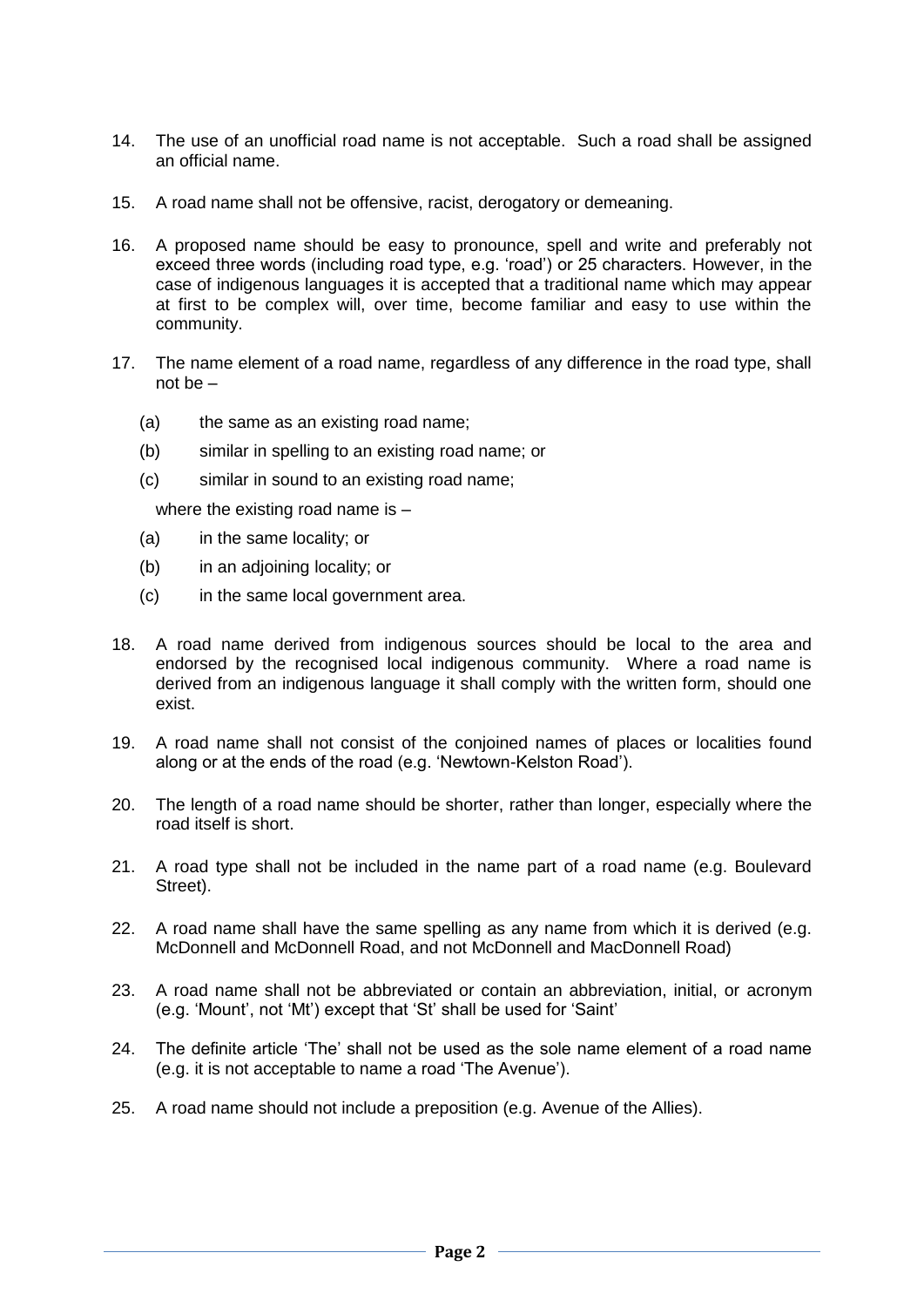14. The use of an unofficial road name is not acceptable. Such a road shall be assigned an official name.

15. A road name shall not be offensive, racist, derogatory or demeaning.

16. A proposed name should be easy to pronounce, spell and write and preferably not exceed three words (including road type, e.g. 'road') or 25 characters. However, in the case of indigenous languages it is accepted that a traditional name which may appear at first to be complex will, over time, become familiar and easy to use within the community.

17. The name element of a road name, regardless of any difference in the road type, shall not be –

    (a) the same as an existing road name;

    (b) similar in spelling to an existing road name; or

    (c) similar in sound to an existing road name;

    where the existing road name is –

    (a) in the same locality; or

    (b) in an adjoining locality; or

    (c) in the same local government area.

18. A road name derived from indigenous sources should be local to the area and endorsed by the recognised local indigenous community. Where a road name is derived from an indigenous language it shall comply with the written form, should one exist.

19. A road name shall not consist of the conjoined names of places or localities found along or at the ends of the road (e.g. 'Newtown-Kelston Road').

20. The length of a road name should be shorter, rather than longer, especially where the road itself is short.

21. A road type shall not be included in the name part of a road name (e.g. Boulevard Street).

22. A road name shall have the same spelling as any name from which it is derived (e.g. McDonnell and McDonnell Road, and not McDonnell and MacDonnell Road)

23. A road name shall not be abbreviated or contain an abbreviation, initial, or acronym (e.g. 'Mount', not 'Mt') except that 'St' shall be used for 'Saint'

24. The definite article 'The' shall not be used as the sole name element of a road name (e.g. it is not acceptable to name a road 'The Avenue').

25. A road name should not include a preposition (e.g. Avenue of the Allies).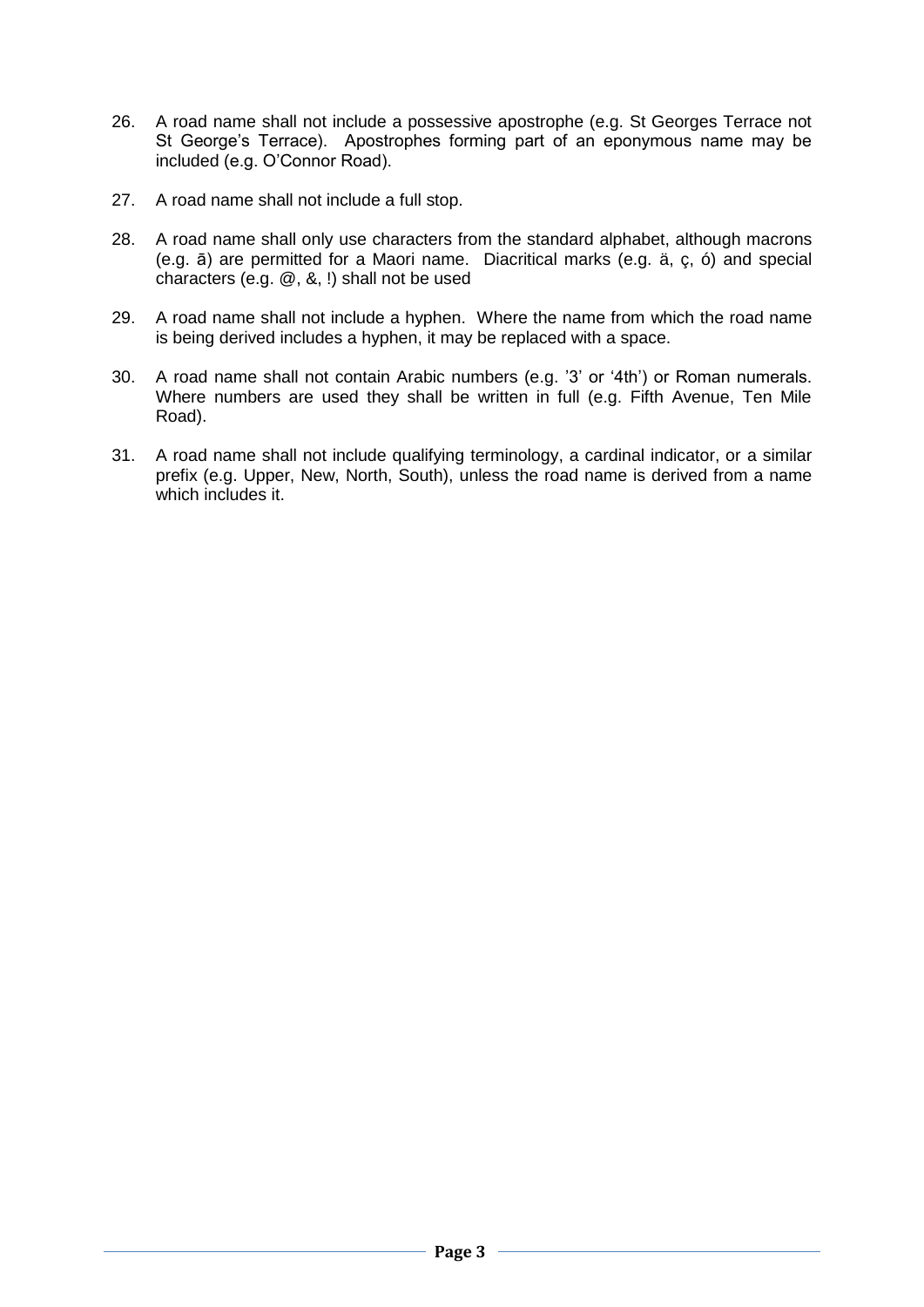26. A road name shall not include a possessive apostrophe (e.g. St Georges Terrace not St George's Terrace). Apostrophes forming part of an eponymous name may be included (e.g. O'Connor Road).

27. A road name shall not include a full stop.

28. A road name shall only use characters from the standard alphabet, although macrons (e.g. ā) are permitted for a Maori name. Diacritical marks (e.g. ä, ç, ó) and special characters (e.g. @, &, !) shall not be used

29. A road name shall not include a hyphen. Where the name from which the road name is being derived includes a hyphen, it may be replaced with a space.

30. A road name shall not contain Arabic numbers (e.g. '3' or '4th') or Roman numerals. Where numbers are used they shall be written in full (e.g. Fifth Avenue, Ten Mile Road).

31. A road name shall not include qualifying terminology, a cardinal indicator, or a similar prefix (e.g. Upper, New, North, South), unless the road name is derived from a name which includes it.